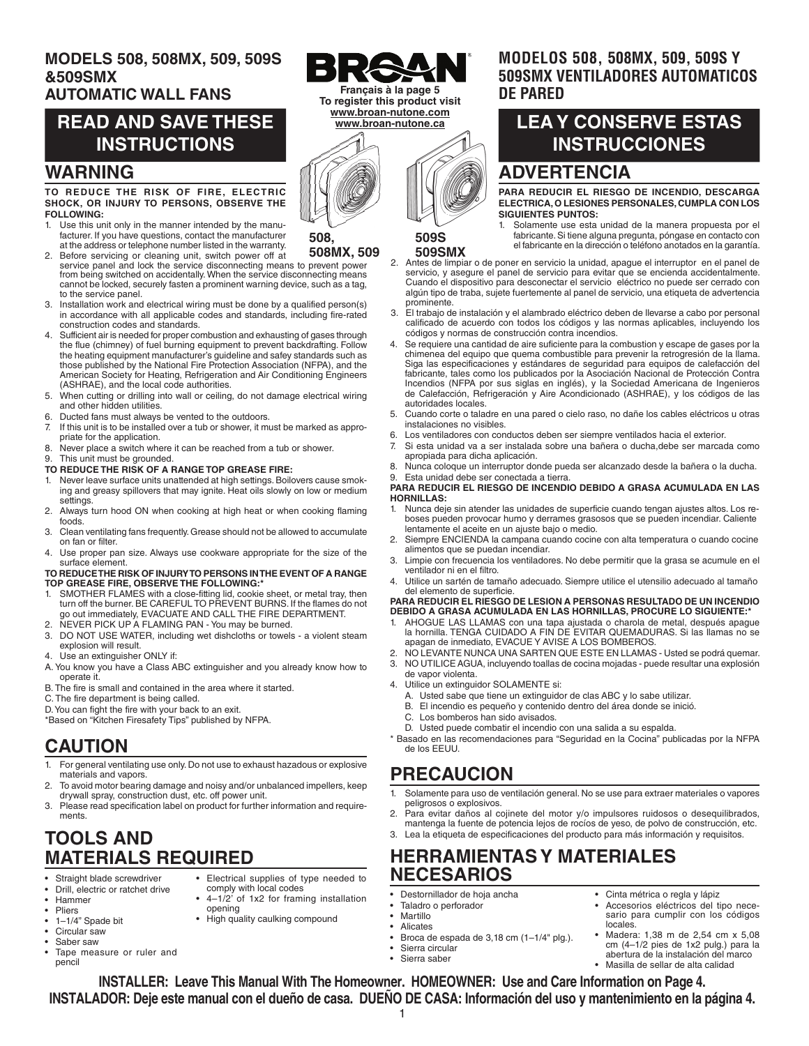# MODELS 508, 508MX, 509, 509S &509SMX AUTOMATIC WALL FANS

BROAN

Français à la page 5
To register this product visit
www.broan-nutone.com
www.broan-nutone.ca

508, 508MX, 509

509S 509SMX

## READ AND SAVE THESE INSTRUCTIONS

## WARNING

**TO REDUCE THE RISK OF FIRE, ELECTRIC SHOCK, OR INJURY TO PERSONS, OBSERVE THE FOLLOWING:**

1. Use this unit only in the manner intended by the manufacturer. If you have questions, contact the manufacturer at the address or telephone number listed in the warranty.
2. Before servicing or cleaning unit, switch power off at service panel and lock the service disconnecting means to prevent power from being switched on accidentally. When the service disconnecting means cannot be locked, securely fasten a prominent warning device, such as a tag, to the service panel.
3. Installation work and electrical wiring must be done by a qualified person(s) in accordance with all applicable codes and standards, including fire-rated construction codes and standards.
4. Sufficient air is needed for proper combustion and exhausting of gases through the flue (chimney) of fuel burning equipment to prevent backdrafting. Follow the heating equipment manufacturer's guideline and safey standards such as those published by the National Fire Protection Association (NFPA), and the American Society for Heating, Refrigeration and Air Conditioning Engineers (ASHRAE), and the local code authorities.
5. When cutting or drilling into wall or ceiling, do not damage electrical wiring and other hidden utilities.
6. Ducted fans must always be vented to the outdoors.
7. If this unit is to be installed over a tub or shower, it must be marked as appropriate for the application.
8. Never place a switch where it can be reached from a tub or shower.
9. This unit must be grounded.

**TO REDUCE THE RISK OF A RANGE TOP GREASE FIRE:**

1. Never leave surface units unattended at high settings. Boilovers cause smoking and greasy spillovers that may ignite. Heat oils slowly on low or medium settings.
2. Always turn hood ON when cooking at high heat or when cooking flaming foods.
3. Clean ventilating fans frequently. Grease should not be allowed to accumulate on fan or filter.
4. Use proper pan size. Always use cookware appropriate for the size of the surface element.

**TO REDUCE THE RISK OF INJURY TO PERSONS IN THE EVENT OF A RANGE TOP GREASE FIRE, OBSERVE THE FOLLOWING:***

1. SMOTHER FLAMES with a close-fitting lid, cookie sheet, or metal tray, then turn off the burner. BE CAREFUL TO PREVENT BURNS. If the flames do not go out immediately, EVACUATE AND CALL THE FIRE DEPARTMENT.
2. NEVER PICK UP A FLAMING PAN - You may be burned.
3. DO NOT USE WATER, including wet dishcloths or towels - a violent steam explosion will result.
4. Use an extinguisher ONLY if:

A. You know you have a Class ABC extinguisher and you already know how to operate it.
B. The fire is small and contained in the area where it started.
C. The fire department is being called.
D. You can fight the fire with your back to an exit.

*Based on "Kitchen Firesafety Tips" published by NFPA.

## CAUTION

1. For general ventilating use only. Do not use to exhaust hazardous or explosive materials and vapors.
2. To avoid motor bearing damage and noisy and/or unbalanced impellers, keep drywall spray, construction dust, etc. off power unit.
3. Please read specification label on product for further information and requirements.

## TOOLS AND MATERIALS REQUIRED

- Straight blade screwdriver
- Drill, electric or ratchet drive
- Hammer
- Pliers
- 1–1/4" Spade bit
- Circular saw
- Saber saw
- Tape measure or ruler and pencil
- Electrical supplies of type needed to comply with local codes
- 4–1/2' of 1x2 for framing installation opening
- High quality caulking compound

# MODELOS 508, 508MX, 509, 509S Y 509SMX VENTILADORES AUTOMATICOS DE PARED

## LEA Y CONSERVE ESTAS INSTRUCCIONES

## ADVERTENCIA

**PARA REDUCIR EL RIESGO DE INCENDIO, DESCARGA ELECTRICA, O LESIONES PERSONALES, CUMPLA CON LOS SIGUIENTES PUNTOS:**

1. Solamente use esta unidad de la manera propuesta por el fabricante. Si tiene alguna pregunta, póngase en contacto con el fabricante en la dirección o teléfono anotados en la garantía.
2. Antes de limpiar o de poner en servicio la unidad, apague el interruptor en el panel de servicio, y asegure el panel de servicio para evitar que se encienda accidentalmente. Cuando el dispositivo para desconectar el servicio eléctrico no puede ser cerrado con algún tipo de traba, sujete fuertemente al panel de servicio, una etiqueta de advertencia prominente.
3. El trabajo de instalación y el alambrado eléctrico deben de llevarse a cabo por personal calificado de acuerdo con todos los códigos y las normas aplicables, incluyendo los códigos y normas de construcción contra incendios.
4. Se requiere una cantidad de aire suficiente para la combustion y escape de gases por la chimenea del equipo que quema combustible para prevenir la retrogresión de la llama. Siga las especificaciones y estándares de seguridad para equipos de calefacción del fabricante, tales como los publicados por la Asociación Nacional de Protección Contra Incendios (NFPA por sus siglas en inglés), y la Sociedad Americana de Ingenieros de Calefacción, Refrigeración y Aire Acondicionado (ASHRAE), y los códigos de las autoridades locales.
5. Cuando corte o taladre en una pared o cielo raso, no dañe los cables eléctricos u otras instalaciones no visibles.
6. Los ventiladores con conductos deben ser siempre ventilados hacia el exterior.
7. Si esta unidad va a ser instalada sobre una bañera o ducha,debe ser marcada como apropiada para dicha aplicación.
8. Nunca coloque un interruptor donde pueda ser alcanzado desde la bañera o la ducha.
9. Esta unidad debe ser conectada a tierra.

**PARA REDUCIR EL RIESGO DE INCENDIO DEBIDO A GRASA ACUMULADA EN LAS HORNILLAS:**

1. Nunca deje sin atender las unidades de superficie cuando tengan ajustes altos. Los reboses pueden provocar humo y derrames grasosos que se pueden incendiar. Caliente lentamente el aceite en un ajuste bajo o medio.
2. Siempre ENCIENDA la campana cuando cocine con alta temperatura o cuando cocine alimentos que se puedan incendiar.
3. Limpie con frecuencia los ventiladores. No debe permitir que la grasa se acumule en el ventilador ni en el filtro.
4. Utilice un sartén de tamaño adecuado. Siempre utilice el utensilio adecuado al tamaño del elemento de superficie.

**PARA REDUCIR EL RIESGO DE LESION A PERSONAS RESULTADO DE UN INCENDIO DEBIDO A GRASA ACUMULADA EN LAS HORNILLAS, PROCURE LO SIGUIENTE:***

1. AHOGUE LAS LLAMAS con una tapa ajustada o charola de metal, después apague la hornilla. TENGA CUIDADO A FIN DE EVITAR QUEMADURAS. Si las llamas no se apagan de inmediato, EVACUE Y AVISE A LOS BOMBEROS.
2. NO LEVANTE NUNCA UNA SARTEN QUE ESTE EN LLAMAS - Usted se podrá quemar.
3. NO UTILICE AGUA, incluyendo toallas de cocina mojadas - puede resultar una explosión de vapor violenta.
4. Utilice un extinguidor SOLAMENTE si:
   A. Usted sabe que tiene un extinguidor de clas ABC y lo sabe utilizar.
   B. El incendio es pequeño y contenido dentro del área donde se inició.
   C. Los bomberos han sido avisados.
   D. Usted puede combatir el incendio con una salida a su espalda.

* Basado en las recomendaciones para "Seguridad en la Cocina" publicadas por la NFPA de los EEUU.

## PRECAUCION

1. Solamente para uso de ventilación general. No se use para extraer materiales o vapores peligrosos o explosivos.
2. Para evitar daños al cojinete del motor y/o impulsores ruidosos o desequilibrados, mantenga la fuente de potencia lejos de rocíos de yeso, de polvo de construcción, etc.
3. Lea la etiqueta de especificaciones del producto para más información y requisitos.

## HERRAMIENTAS Y MATERIALES NECESARIOS

- Destornillador de hoja ancha
- Taladro o perforador
- Martillo
- Alicates
- Broca de espada de 3,18 cm (1–1/4" plg.).
- Sierra circular
- Sierra saber
- Cinta métrica o regla y lápiz
- Accesorios eléctricos del tipo necesario para cumplir con los códigos locales.
- Madera: 1,38 m de 2,54 cm x 5,08 cm (4–1/2 pies de 1x2 pulg.) para la abertura de la instalación del marco
- Masilla de sellar de alta calidad

**INSTALLER: Leave This Manual With The Homeowner. HOMEOWNER: Use and Care Information on Page 4.**

**INSTALADOR: Deje este manual con el dueño de casa. DUEÑO DE CASA: Información del uso y mantenimiento en la página 4.**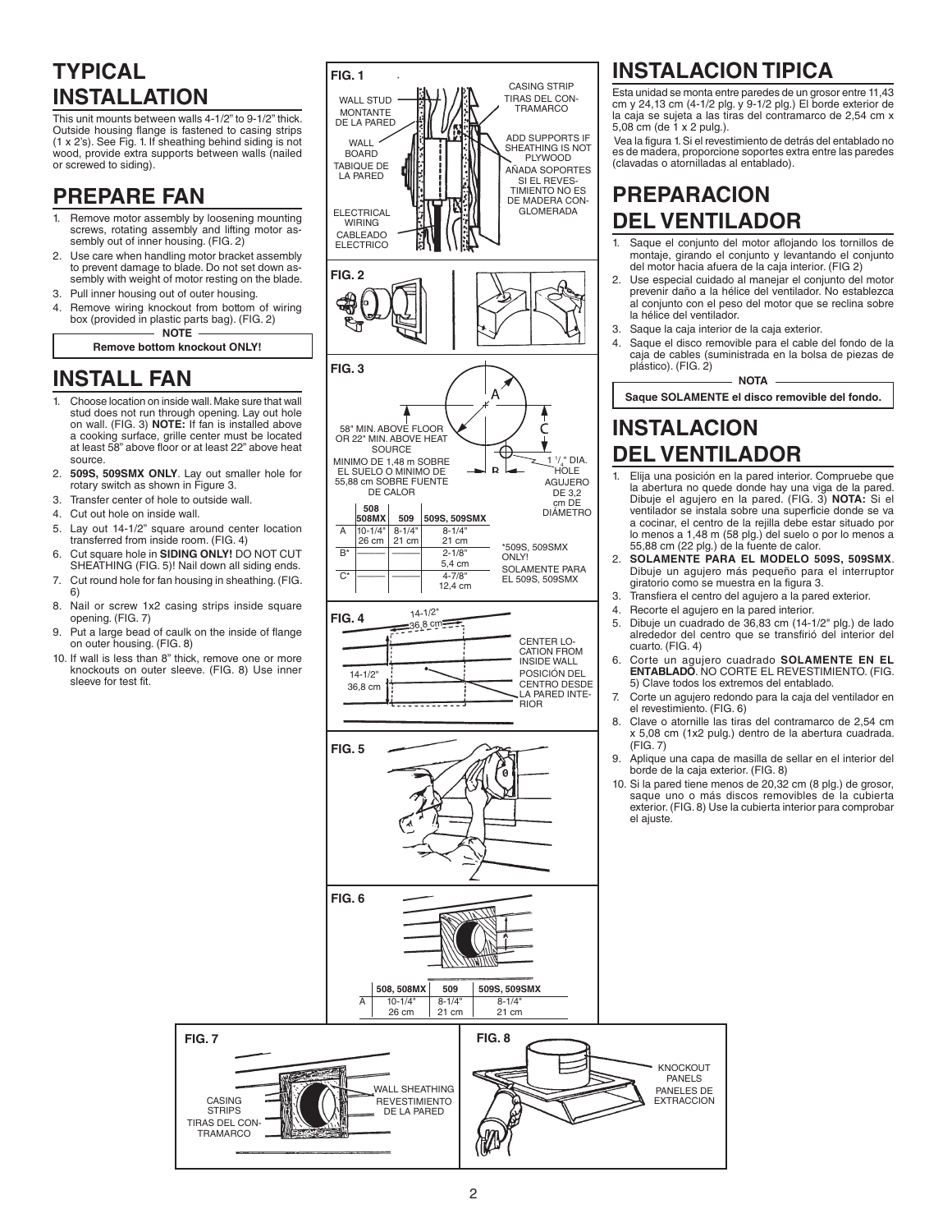# TYPICAL INSTALLATION

This unit mounts between walls 4-1/2" to 9-1/2" thick. Outside housing flange is fastened to casing strips (1 x 2's). See Fig. 1. If sheathing behind siding is not wood, provide extra supports between walls (nailed or screwed to siding).

# PREPARE FAN

1. Remove motor assembly by loosening mounting screws, rotating assembly and lifting motor assembly out of inner housing. (FIG. 2)
2. Use care when handling motor bracket assembly to prevent damage to blade. Do not set down assembly with weight of motor resting on the blade.
3. Pull inner housing out of outer housing.
4. Remove wiring knockout from bottom of wiring box (provided in plastic parts bag). (FIG. 2)

**NOTE**

**Remove bottom knockout ONLY!**

# INSTALL FAN

1. Choose location on inside wall. Make sure that wall stud does not run through opening. Lay out hole on wall. (FIG. 3) **NOTE:** If fan is installed above a cooking surface, grille center must be located at least 58" above floor or at least 22" above heat source.
2. **509S, 509SMX ONLY**. Lay out smaller hole for rotary switch as shown in Figure 3.
3. Transfer center of hole to outside wall.
4. Cut out hole on inside wall.
5. Lay out 14-1/2" square around center location transferred from inside room. (FIG. 4)
6. Cut square hole in **SIDING ONLY!** DO NOT CUT SHEATHING (FIG. 5)! Nail down all siding ends.
7. Cut round hole for fan housing in sheathing. (FIG. 6)
8. Nail or screw 1x2 casing strips inside square opening. (FIG. 7)
9. Put a large bead of caulk on the inside of flange on outer housing. (FIG. 8)
10. If wall is less than 8" thick, remove one or more knockouts on outer sleeve. (FIG. 8) Use inner sleeve for test fit.

**FIG. 1**

WALL STUD / MONTANTE DE LA PARED
WALL BOARD / TABIQUE DE LA PARED
ELECTRICAL WIRING / CABLEADO ELECTRICO
CASING STRIP / TIRAS DEL CONTRAMARCO
ADD SUPPORTS IF SHEATHING IS NOT PLYWOOD / AÑADA SOPORTES SI EL REVESTIMIENTO NO ES DE MADERA CONGLOMERADA

**FIG. 2**

**FIG. 3**

58" MIN. ABOVE FLOOR OR 22" MIN. ABOVE HEAT SOURCE
MINIMO DE 1,48 m SOBRE EL SUELO O MINIMO DE 55,88 cm SOBRE FUENTE DE CALOR

1 1/4" DIA. HOLE / AGUJERO DE 3,2 cm DE DIÁMETRO

| | 508 508MX | 509 | 509S, 509SMX |
|---|---|---|---|
| A | 10-1/4" 26 cm | 8-1/4" 21 cm | 8-1/4" 21 cm |
| B* | | | 2-1/8" 5,4 cm |
| C* | | | 4-7/8" 12,4 cm |

*509S, 509SMX ONLY! / SOLAMENTE PARA EL 509S, 509SMX

**FIG. 4**

14-1/2" 36,8 cm
14-1/2" 36,8 cm
CENTER LOCATION FROM INSIDE WALL / POSICIÓN DEL CENTRO DESDE LA PARED INTERIOR

**FIG. 5**

**FIG. 6**

| | 508, 508MX | 509 | 509S, 509SMX |
|---|---|---|---|
| A | 10-1/4" 26 cm | 8-1/4" 21 cm | 8-1/4" 21 cm |

**FIG. 7**

CASING STRIPS / TIRAS DEL CONTRAMARCO
WALL SHEATHING / REVESTIMIENTO DE LA PARED

**FIG. 8**

KNOCKOUT PANELS / PANELES DE EXTRACCION

# INSTALACION TIPICA

Esta unidad se monta entre paredes de un grosor entre 11,43 cm y 24,13 cm (4-1/2 plg. y 9-1/2 plg.) El borde exterior de la caja se sujeta a las tiras del contramarco de 2,54 cm x 5,08 cm (de 1 x 2 pulg.).

Vea la figura 1. Si el revestimiento de detrás del entablado no es de madera, proporcione soportes extra entre las paredes (clavadas o atornilladas al entablado).

# PREPARACION DEL VENTILADOR

1. Saque el conjunto del motor aflojando los tornillos de montaje, girando el conjunto y levantando el conjunto del motor hacia afuera de la caja interior. (FIG 2)
2. Use especial cuidado al manejar el conjunto del motor prevenir daño a la hélice del ventilador. No establezca al conjunto con el peso del motor que se reclina sobre la hélice del ventilador.
3. Saque la caja interior de la caja exterior.
4. Saque el disco removible para el cable del fondo de la caja de cables (suministrada en la bolsa de piezas de plástico). (FIG. 2)

**NOTA**

**Saque SOLAMENTE el disco removible del fondo.**

# INSTALACION DEL VENTILADOR

1. Elija una posición en la pared interior. Compruebe que la abertura no quede donde hay una viga de la pared. Dibuje el agujero en la pared. (FIG. 3) **NOTA:** Si el ventilador se instala sobre una superficie donde se va a cocinar, el centro de la rejilla debe estar situado por lo menos a 1,48 m (58 plg.) del suelo o por lo menos a 55,88 cm (22 plg.) de la fuente de calor.
2. **SOLAMENTE PARA EL MODELO 509S, 509SMX**. Dibuje un agujero más pequeño para el interruptor giratorio como se muestra en la figura 3.
3. Transfiera el centro del agujero a la pared exterior.
4. Recorte el agujero en la pared interior.
5. Dibuje un cuadrado de 36,83 cm (14-1/2" plg.) de lado alrededor del centro que se transfirió del interior del cuarto. (FIG. 4)
6. Corte un agujero cuadrado **SOLAMENTE EN EL ENTABLADO**. NO CORTE EL REVESTIMIENTO. (FIG. 5) Clave todos los extremos del entablado.
7. Corte un agujero redondo para la caja del ventilador en el revestimiento. (FIG. 6)
8. Clave o atornille las tiras del contramarco de 2,54 cm x 5,08 cm (1x2 pulg.) dentro de la abertura cuadrada. (FIG. 7)
9. Aplique una capa de masilla de sellar en el interior del borde de la caja exterior. (FIG. 8)
10. Si la pared tiene menos de 20,32 cm (8 plg.) de grosor, saque uno o más discos removibles de la cubierta exterior. (FIG. 8) Use la cubierta interior para comprobar el ajuste.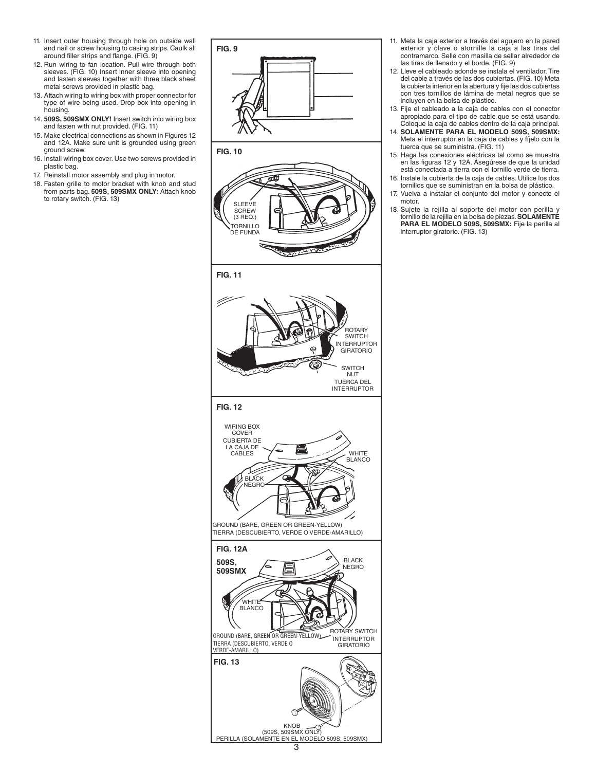11. Insert outer housing through hole on outside wall and nail or screw housing to casing strips. Caulk all around filler strips and flange. (FIG. 9)
12. Run wiring to fan location. Pull wire through both sleeves. (FIG. 10) Insert inner sleeve into opening and fasten sleeves together with three black sheet metal screws provided in plastic bag.
13. Attach wiring to wiring box with proper connector for type of wire being used. Drop box into opening in housing.
14. **509S, 509SMX ONLY!** Insert switch into wiring box and fasten with nut provided. (FIG. 11)
15. Make electrical connections as shown in Figures 12 and 12A. Make sure unit is grounded using green ground screw.
16. Install wiring box cover. Use two screws provided in plastic bag.
17. Reinstall motor assembly and plug in motor.
18. Fasten grille to motor bracket with knob and stud from parts bag. **509S, 509SMX ONLY:** Attach knob to rotary switch. (FIG. 13)

**FIG. 9**

**FIG. 10**

SLEEVE SCREW (3 REQ.)
TORNILLO DE FUNDA

**FIG. 11**

ROTARY SWITCH
INTERRUPTOR GIRATORIO

SWITCH NUT
TUERCA DEL INTERRUPTOR

**FIG. 12**

WIRING BOX COVER
CUBIERTA DE LA CAJA DE CABLES

WHITE
BLANCO

BLACK
NEGRO

GROUND (BARE, GREEN OR GREEN-YELLOW)
TIERRA (DESCUBIERTO, VERDE O VERDE-AMARILLO)

**FIG. 12A**

**509S, 509SMX**

BLACK
NEGRO

WHITE
BLANCO

GROUND (BARE, GREEN OR GREEN-YELLOW)
TIERRA (DESCUBIERTO, VERDE O VERDE-AMARILLO)

ROTARY SWITCH
INTERRUPTOR GIRATORIO

**FIG. 13**

KNOB
(509S, 509SMX ONLY)
PERILLA (SOLAMENTE EN EL MODELO 509S, 509SMX)

11. Meta la caja exterior a través del agujero en la pared exterior y clave o atornille la caja a las tiras del contramarco. Selle con masilla de sellar alrededor de las tiras de llenado y el borde. (FIG. 9)
12. Lleve el cableado adonde se instala el ventilador. Tire del cable a través de las dos cubiertas. (FIG. 10) Meta la cubierta interior en la abertura y fije las dos cubiertas con tres tornillos de lámina de metal negros que se incluyen en la bolsa de plástico.
13. Fije el cableado a la caja de cables con el conector apropiado para el tipo de cable que se está usando. Coloque la caja de cables dentro de la caja principal.
14. **SOLAMENTE PARA EL MODELO 509S, 509SMX:** Meta el interruptor en la caja de cables y fíjelo con la tuerca que se suministra. (FIG. 11)
15. Haga las conexiones eléctricas tal como se muestra en las figuras 12 y 12A. Asegúrese de que la unidad está conectada a tierra con el tornillo verde de tierra.
16. Instale la cubierta de la caja de cables. Utilice los dos tornillos que se suministran en la bolsa de plástico.
17. Vuelva a instalar el conjunto del motor y conecte el motor.
18. Sujete la rejilla al soporte del motor con perilla y tornillo de la rejilla en la bolsa de piezas. **SOLAMENTE PARA EL MODELO 509S, 509SMX:** Fije la perilla al interruptor giratorio. (FIG. 13)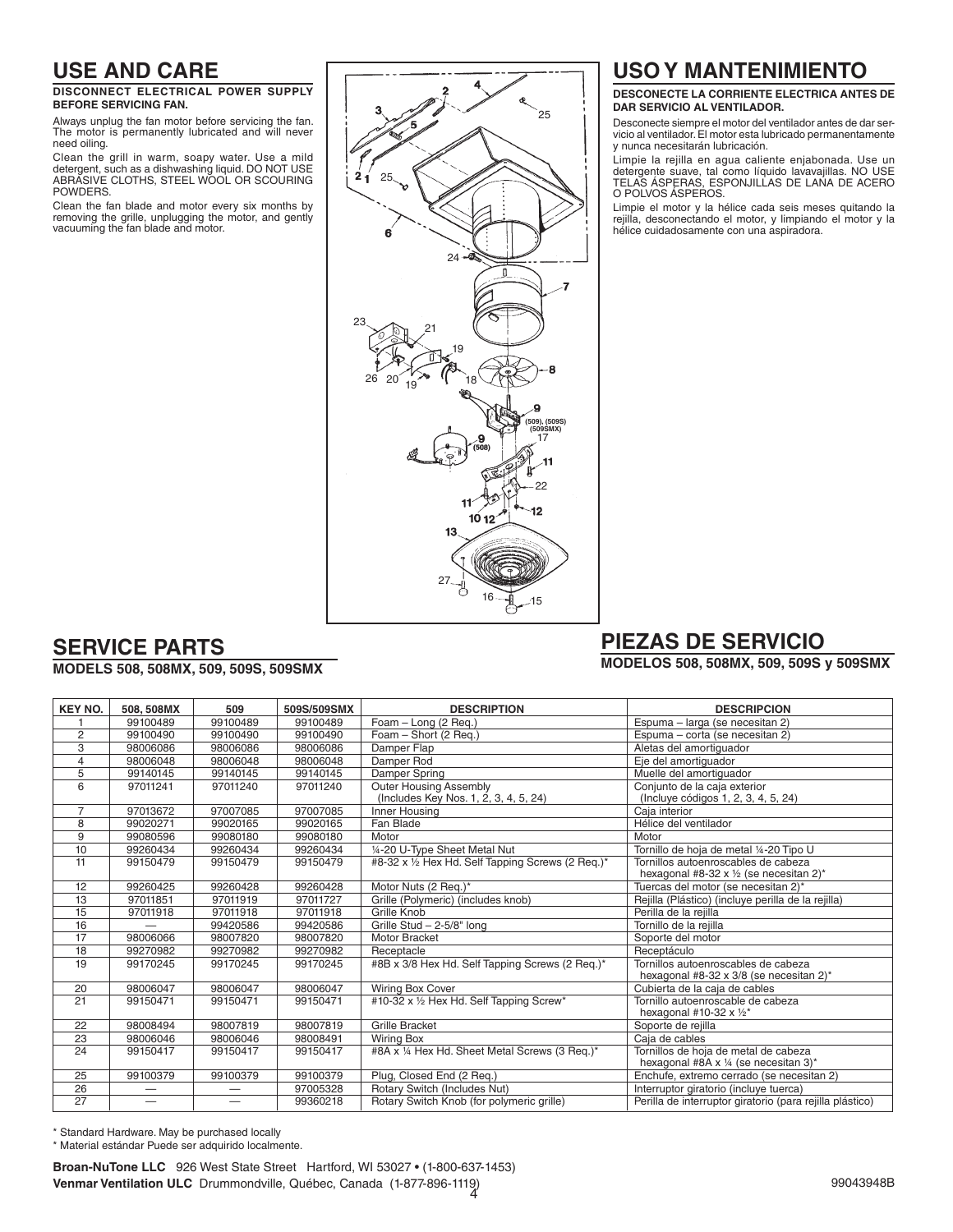# USE AND CARE

**DISCONNECT ELECTRICAL POWER SUPPLY BEFORE SERVICING FAN.**

Always unplug the fan motor before servicing the fan. The motor is permanently lubricated and will never need oiling.

Clean the grill in warm, soapy water. Use a mild detergent, such as a dishwashing liquid. DO NOT USE ABRASIVE CLOTHS, STEEL WOOL OR SCOURING POWDERS.

Clean the fan blade and motor every six months by removing the grille, unplugging the motor, and gently vacuuming the fan blade and motor.

# USO Y MANTENIMIENTO

**DESCONECTE LA CORRIENTE ELECTRICA ANTES DE DAR SERVICIO AL VENTILADOR.**

Desconecte siempre el motor del ventilador antes de dar servicio al ventilador. El motor esta lubricado permanentamente y nunca necesitarán lubricación.

Limpie la rejilla en agua caliente enjabonada. Use un detergente suave, tal como líquido lavavajillas. NO USE TELAS ÁSPERAS, ESPONJILLAS DE LANA DE ACERO O POLVOS ÁSPEROS.

Limpie el motor y la hélice cada seis meses quitando la rejilla, desconectando el motor, y limpiando el motor y la hélice cuidadosamente con una aspiradora.

# SERVICE PARTS

**MODELS 508, 508MX, 509, 509S, 509SMX**

# PIEZAS DE SERVICIO

**MODELOS 508, 508MX, 509, 509S y 509SMX**

| KEY NO. | 508, 508MX | 509 | 509S/509SMX | DESCRIPTION | DESCRIPCION |
|---|---|---|---|---|---|
| 1 | 99100489 | 99100489 | 99100489 | Foam – Long (2 Req.) | Espuma – larga (se necesitan 2) |
| 2 | 99100490 | 99100490 | 99100490 | Foam – Short (2 Req.) | Espuma – corta (se necesitan 2) |
| 3 | 98006086 | 98006086 | 98006086 | Damper Flap | Aletas del amortiguador |
| 4 | 98006048 | 98006048 | 98006048 | Damper Rod | Eje del amortiguador |
| 5 | 99140145 | 99140145 | 99140145 | Damper Spring | Muelle del amortiguador |
| 6 | 97011241 | 97011240 | 97011240 | Outer Housing Assembly (Includes Key Nos. 1, 2, 3, 4, 5, 24) | Conjunto de la caja exterior (Incluye códigos 1, 2, 3, 4, 5, 24) |
| 7 | 97013672 | 97007085 | 97007085 | Inner Housing | Caja interior |
| 8 | 99020271 | 99020165 | 99020165 | Fan Blade | Hélice del ventilador |
| 9 | 99080596 | 99080180 | 99080180 | Motor | Motor |
| 10 | 99260434 | 99260434 | 99260434 | ¼-20 U-Type Sheet Metal Nut | Tornillo de hoja de metal ¼-20 Tipo U |
| 11 | 99150479 | 99150479 | 99150479 | #8-32 x ½ Hex Hd. Self Tapping Screws (2 Req.)* | Tornillos autoenroscables de cabeza hexagonal #8-32 x ½ (se necesitan 2)* |
| 12 | 99260425 | 99260428 | 99260428 | Motor Nuts (2 Req.)* | Tuercas del motor (se necesitan 2)* |
| 13 | 97011851 | 97011919 | 97011727 | Grille (Polymeric) (includes knob) | Rejilla (Plástico) (incluye perilla de la rejilla) |
| 15 | 97011918 | 97011918 | 97011918 | Grille Knob | Perilla de la rejilla |
| 16 | — | 99420586 | 99420586 | Grille Stud – 2-5/8" long | Tornillo de la rejilla |
| 17 | 98006066 | 98007820 | 98007820 | Motor Bracket | Soporte del motor |
| 18 | 99270982 | 99270982 | 99270982 | Receptacle | Receptáculo |
| 19 | 99170245 | 99170245 | 99170245 | #8B x 3/8 Hex Hd. Self Tapping Screws (2 Req.)* | Tornillos autoenroscables de cabeza hexagonal #8-32 x 3/8 (se necesitan 2)* |
| 20 | 98006047 | 98006047 | 98006047 | Wiring Box Cover | Cubierta de la caja de cables |
| 21 | 99150471 | 99150471 | 99150471 | #10-32 x ½ Hex Hd. Self Tapping Screw* | Tornillo autoenroscable de cabeza hexagonal #10-32 x ½* |
| 22 | 98008494 | 98007819 | 98007819 | Grille Bracket | Soporte de rejilla |
| 23 | 98006046 | 98006046 | 98008491 | Wiring Box | Caja de cables |
| 24 | 99150417 | 99150417 | 99150417 | #8A x ¼ Hex Hd. Sheet Metal Screws (3 Req.)* | Tornillos de hoja de metal de cabeza hexagonal #8A x ¼ (se necesitan 3)* |
| 25 | 99100379 | 99100379 | 99100379 | Plug, Closed End (2 Req.) | Enchufe, extremo cerrado (se necesitan 2) |
| 26 | — | — | 97005328 | Rotary Switch (Includes Nut) | Interruptor giratorio (incluye tuerca) |
| 27 | — | — | 99360218 | Rotary Switch Knob (for polymeric grille) | Perilla de interruptor giratorio (para rejilla plástico) |

\* Standard Hardware. May be purchased locally

\* Material estándar Puede ser adquirido localmente.

**Broan-NuTone LLC** 926 West State Street Hartford, WI 53027 • (1-800-637-1453)
**Venmar Ventilation ULC** Drummondville, Québec, Canada (1-877-896-1119)

99043948B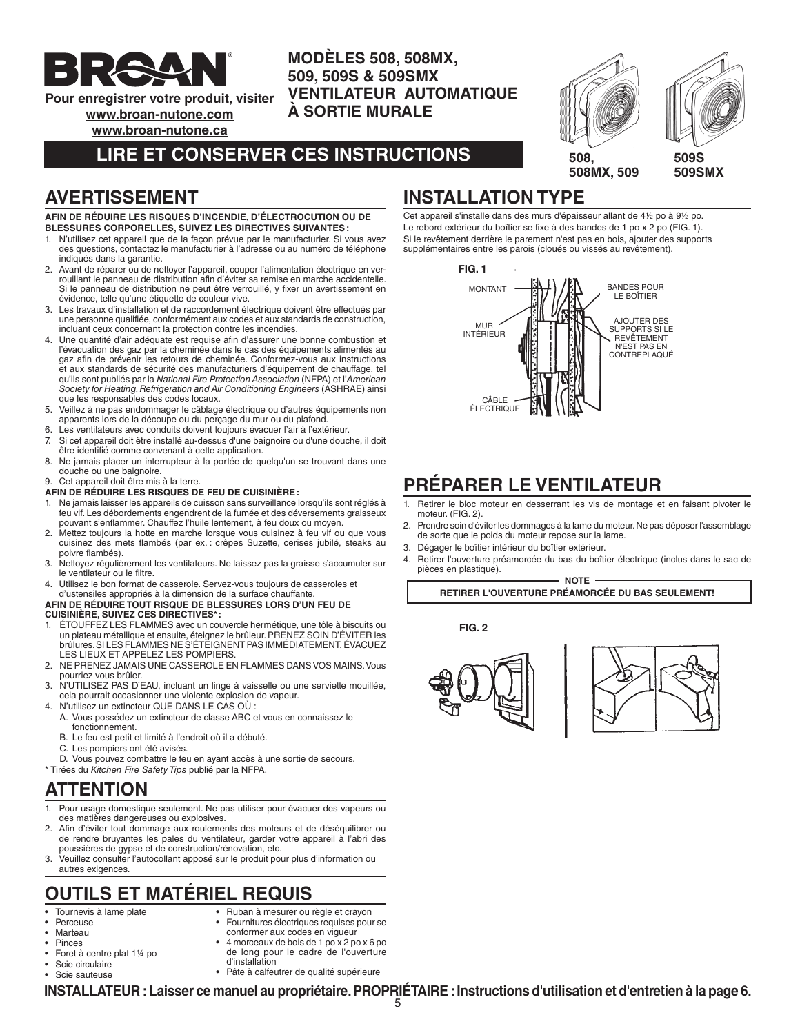**Pour enregistrer votre produit, visiter**
**www.broan-nutone.com**
**www.broan-nutone.ca**

# MODÈLES 508, 508MX, 509, 509S & 509SMX VENTILATEUR AUTOMATIQUE À SORTIE MURALE

508, 508MX, 509 | 509S 509SMX

## LIRE ET CONSERVER CES INSTRUCTIONS

## AVERTISSEMENT

**AFIN DE RÉDUIRE LES RISQUES D'INCENDIE, D'ÉLECTROCUTION OU DE BLESSURES CORPORELLES, SUIVEZ LES DIRECTIVES SUIVANTES :**

1. N'utilisez cet appareil que de la façon prévue par le manufacturier. Si vous avez des questions, contactez le manufacturier à l'adresse ou au numéro de téléphone indiqués dans la garantie.
2. Avant de réparer ou de nettoyer l'appareil, couper l'alimentation électrique en verrouillant le panneau de distribution afin d'éviter sa remise en marche accidentelle. Si le panneau de distribution ne peut être verrouillé, y fixer un avertissement en évidence, telle qu'une étiquette de couleur vive.
3. Les travaux d'installation et de raccordement électrique doivent être effectués par une personne qualifiée, conformément aux codes et aux standards de construction, incluant ceux concernant la protection contre les incendies.
4. Une quantité d'air adéquate est requise afin d'assurer une bonne combustion et l'évacuation des gaz par la cheminée dans le cas des équipements alimentés au gaz afin de prévenir les retours de cheminée. Conformez-vous aux instructions et aux standards de sécurité des manufacturiers d'équipement de chauffage, tel qu'ils sont publiés par la *National Fire Protection Association* (NFPA) et l'*American Society for Heating, Refrigeration and Air Conditioning Engineers* (ASHRAE) ainsi que les responsables des codes locaux.
5. Veillez à ne pas endommager le câblage électrique ou d'autres équipements non apparents lors de la découpe ou du perçage du mur ou du plafond.
6. Les ventilateurs avec conduits doivent toujours évacuer l'air à l'extérieur.
7. Si cet appareil doit être installé au-dessus d'une baignoire ou d'une douche, il doit être identifié comme convenant à cette application.
8. Ne jamais placer un interrupteur à la portée de quelqu'un se trouvant dans une douche ou une baignoire.
9. Cet appareil doit être mis à la terre.

**AFIN DE RÉDUIRE LES RISQUES DE FEU DE CUISINIÈRE :**

1. Ne jamais laisser les appareils de cuisson sans surveillance lorsqu'ils sont réglés à feu vif. Les débordements engendrent de la fumée et des déversements graisseux pouvant s'enflammer. Chauffez l'huile lentement, à feu doux ou moyen.
2. Mettez toujours la hotte en marche lorsque vous cuisinez à feu vif ou que vous cuisinez des mets flambés (par ex. : crêpes Suzette, cerises jubilé, steaks au poivre flambés).
3. Nettoyez régulièrement les ventilateurs. Ne laissez pas la graisse s'accumuler sur le ventilateur ou le filtre.
4. Utilisez le bon format de casserole. Servez-vous toujours de casseroles et d'ustensiles appropriés à la dimension de la surface chauffante.

**AFIN DE RÉDUIRE TOUT RISQUE DE BLESSURES LORS D'UN FEU DE CUISINIÈRE, SUIVEZ CES DIRECTIVES\* :**

1. ÉTOUFFEZ LES FLAMMES avec un couvercle hermétique, une tôle à biscuits ou un plateau métallique et ensuite, éteignez le brûleur. PRENEZ SOIN D'ÉVITER les brûlures. SI LES FLAMMES NE S'ÉTEIGNENT PAS IMMÉDIATEMENT, ÉVACUEZ LES LIEUX ET APPELEZ LES POMPIERS.
2. NE PRENEZ JAMAIS UNE CASSEROLE EN FLAMMES DANS VOS MAINS. Vous pourriez vous brûler.
3. N'UTILISEZ PAS D'EAU, incluant un linge à vaisselle ou une serviette mouillée, cela pourrait occasionner une violente explosion de vapeur.
4. N'utilisez un extincteur QUE DANS LE CAS OÙ :
   A. Vous possédez un extincteur de classe ABC et vous en connaissez le fonctionnement.
   B. Le feu est petit et limité à l'endroit où il a débuté.
   C. Les pompiers ont été avisés.
   D. Vous pouvez combattre le feu en ayant accès à une sortie de secours.

\* Tirées du *Kitchen Fire Safety Tips* publié par la NFPA.

## ATTENTION

1. Pour usage domestique seulement. Ne pas utiliser pour évacuer des vapeurs ou des matières dangereuses ou explosives.
2. Afin d'éviter tout dommage aux roulements des moteurs et de déséquilibrer ou de rendre bruyantes les pales du ventilateur, garder votre appareil à l'abri des poussières de gypse et de construction/rénovation, etc.
3. Veuillez consulter l'autocollant apposé sur le produit pour plus d'information ou autres exigences.

## OUTILS ET MATÉRIEL REQUIS

- Tournevis à lame plate
- Perceuse
- Marteau
- Pinces
- Foret à centre plat 1¼ po
- Scie circulaire
- Scie sauteuse
- Ruban à mesurer ou règle et crayon
- Fournitures électriques requises pour se conformer aux codes en vigueur
- 4 morceaux de bois de 1 po x 2 po x 6 po de long pour le cadre de l'ouverture d'installation
- Pâte à calfeutrer de qualité supérieure

## INSTALLATION TYPE

Cet appareil s'installe dans des murs d'épaisseur allant de 4½ po à 9½ po.
Le rebord extérieur du boîtier se fixe à des bandes de 1 po x 2 po (FIG. 1).
Si le revêtement derrière le parement n'est pas en bois, ajouter des supports supplémentaires entre les parois (cloués ou vissés au revêtement).

FIG. 1

MONTANT — MUR INTÉRIEUR — CÂBLE ÉLECTRIQUE — BANDES POUR LE BOÎTIER — AJOUTER DES SUPPORTS SI LE REVÊTEMENT N'EST PAS EN CONTREPLAQUÉ

## PRÉPARER LE VENTILATEUR

1. Retirer le bloc moteur en desserrant les vis de montage et en faisant pivoter le moteur. (FIG. 2).
2. Prendre soin d'éviter les dommages à la lame du moteur. Ne pas déposer l'assemblage de sorte que le poids du moteur repose sur la lame.
3. Dégager le boîtier intérieur du boîtier extérieur.
4. Retirer l'ouverture préamorcée du bas du boîtier électrique (inclus dans le sac de pièces en plastique).

**NOTE**
**RETIRER L'OUVERTURE PRÉAMORCÉE DU BAS SEULEMENT!**

FIG. 2

**INSTALLATEUR : Laisser ce manuel au propriétaire. PROPRIÉTAIRE : Instructions d'utilisation et d'entretien à la page 6.**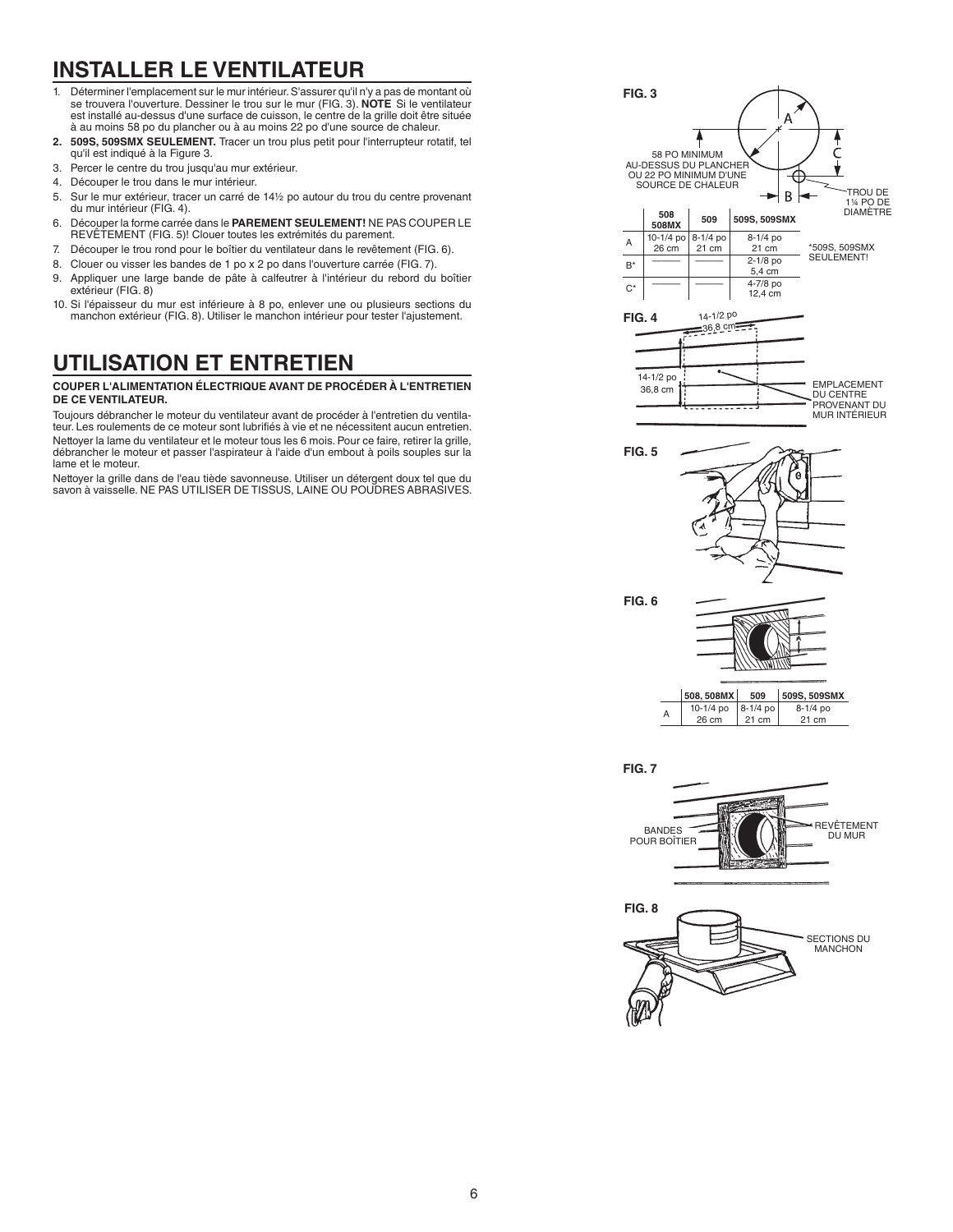# INSTALLER LE VENTILATEUR

1. Déterminer l'emplacement sur le mur intérieur. S'assurer qu'il n'y a pas de montant où se trouvera l'ouverture. Dessiner le trou sur le mur (FIG. 3). **NOTE** Si le ventilateur est installé au-dessus d'une surface de cuisson, le centre de la grille doit être située à au moins 58 po du plancher ou à au moins 22 po d'une source de chaleur.
2. **509S, 509SMX SEULEMENT.** Tracer un trou plus petit pour l'interrupteur rotatif, tel qu'il est indiqué à la Figure 3.
3. Percer le centre du trou jusqu'au mur extérieur.
4. Découper le trou dans le mur intérieur.
5. Sur le mur extérieur, tracer un carré de 14½ po autour du trou du centre provenant du mur intérieur (FIG. 4).
6. Découper la forme carrée dans le **PAREMENT SEULEMENT!** NE PAS COUPER LE REVÊTEMENT (FIG. 5)! Clouer toutes les extrémités du parement.
7. Découper le trou rond pour le boîtier du ventilateur dans le revêtement (FIG. 6).
8. Clouer ou visser les bandes de 1 po x 2 po dans l'ouverture carrée (FIG. 7).
9. Appliquer une large bande de pâte à calfeutrer à l'intérieur du rebord du boîtier extérieur (FIG. 8)
10. Si l'épaisseur du mur est inférieure à 8 po, enlever une ou plusieurs sections du manchon extérieur (FIG. 8). Utiliser le manchon intérieur pour tester l'ajustement.

# UTILISATION ET ENTRETIEN

**COUPER L'ALIMENTATION ÉLECTRIQUE AVANT DE PROCÉDER À L'ENTRETIEN DE CE VENTILATEUR.**

Toujours débrancher le moteur du ventilateur avant de procéder à l'entretien du ventilateur. Les roulements de ce moteur sont lubrifiés à vie et ne nécessitent aucun entretien.

Nettoyer la lame du ventilateur et le moteur tous les 6 mois. Pour ce faire, retirer la grille, débrancher le moteur et passer l'aspirateur à l'aide d'un embout à poils souples sur la lame et le moteur.

Nettoyer la grille dans de l'eau tiède savonneuse. Utiliser un détergent doux tel que du savon à vaisselle. NE PAS UTILISER DE TISSUS, LAINE OU POUDRES ABRASIVES.

**FIG. 3**

58 PO MINIMUM AU-DESSUS DU PLANCHER OU 22 PO MINIMUM D'UNE SOURCE DE CHALEUR

TROU DE 1¼ PO DE DIAMÈTRE

| | 508 508MX | 509 | 509S, 509SMX |
|---|---|---|---|
| A | 10-1/4 po 26 cm | 8-1/4 po 21 cm | 8-1/4 po 21 cm |
| B* | ——— | ——— | 2-1/8 po 5,4 cm |
| C* | ——— | ——— | 4-7/8 po 12,4 cm |

*509S, 509SMX SEULEMENT!

**FIG. 4**

14-1/2 po 36,8 cm

14-1/2 po 36,8 cm

EMPLACEMENT DU CENTRE PROVENANT DU MUR INTÉRIEUR

**FIG. 5**

**FIG. 6**

| | 508, 508MX | 509 | 509S, 509SMX |
|---|---|---|---|
| A | 10-1/4 po 26 cm | 8-1/4 po 21 cm | 8-1/4 po 21 cm |

**FIG. 7**

BANDES POUR BOÎTIER

REVÊTEMENT DU MUR

**FIG. 8**

SECTIONS DU MANCHON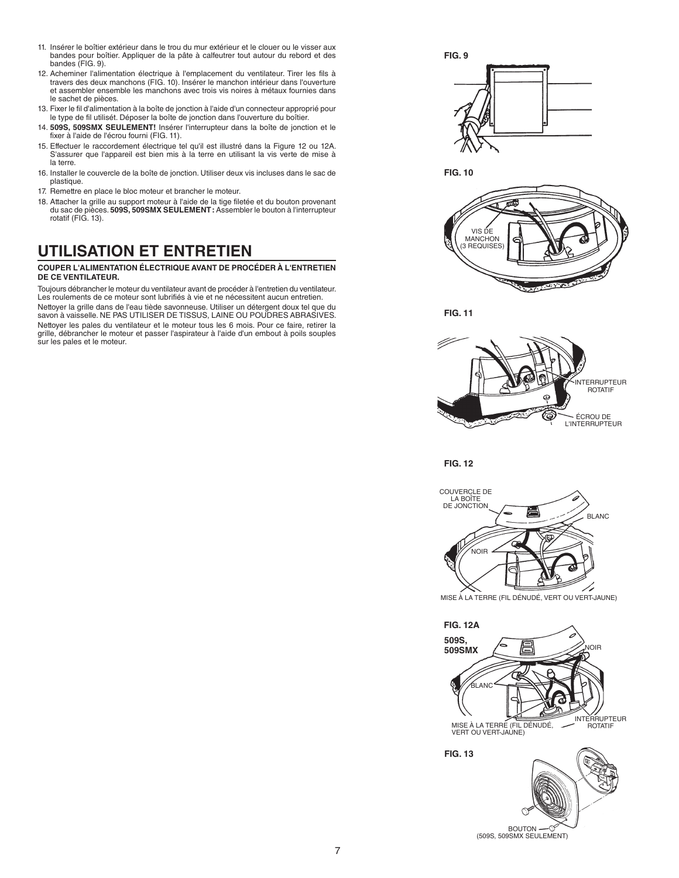11. Insérer le boîtier extérieur dans le trou du mur extérieur et le clouer ou le visser aux bandes pour boîtier. Appliquer de la pâte à calfeutrer tout autour du rebord et des bandes (FIG. 9).
12. Acheminer l'alimentation électrique à l'emplacement du ventilateur. Tirer les fils à travers des deux manchons (FIG. 10). Insérer le manchon intérieur dans l'ouverture et assembler ensemble les manchons avec trois vis noires à métaux fournies dans le sachet de pièces.
13. Fixer le fil d'alimentation à la boîte de jonction à l'aide d'un connecteur approprié pour le type de fil utilisét. Déposer la boîte de jonction dans l'ouverture du boîtier.
14. **509S, 509SMX SEULEMENT!** Insérer l'interrupteur dans la boîte de jonction et le fixer à l'aide de l'écrou fourni (FIG. 11).
15. Effectuer le raccordement électrique tel qu'il est illustré dans la Figure 12 ou 12A. S'assurer que l'appareil est bien mis à la terre en utilisant la vis verte de mise à la terre.
16. Installer le couvercle de la boîte de jonction. Utiliser deux vis incluses dans le sac de plastique.
17. Remettre en place le bloc moteur et brancher le moteur.
18. Attacher la grille au support moteur à l'aide de la tige filetée et du bouton provenant du sac de pièces. **509S, 509SMX SEULEMENT :** Assembler le bouton à l'interrupteur rotatif (FIG. 13).

# UTILISATION ET ENTRETIEN

**COUPER L'ALIMENTATION ÉLECTRIQUE AVANT DE PROCÉDER À L'ENTRETIEN DE CE VENTILATEUR.**

Toujours débrancher le moteur du ventilateur avant de procéder à l'entretien du ventilateur. Les roulements de ce moteur sont lubrifiés à vie et ne nécessitent aucun entretien.

Nettoyer la grille dans de l'eau tiède savonneuse. Utiliser un détergent doux tel que du savon à vaisselle. NE PAS UTILISER DE TISSUS, LAINE OU POUDRES ABRASIVES.

Nettoyer les pales du ventilateur et le moteur tous les 6 mois. Pour ce faire, retirer la grille, débrancher le moteur et passer l'aspirateur à l'aide d'un embout à poils souples sur les pales et le moteur.

FIG. 9

FIG. 10

VIS DE MANCHON (3 REQUISES)

FIG. 11

INTERRUPTEUR ROTATIF

ÉCROU DE L'INTERRUPTEUR

FIG. 12

COUVERCLE DE LA BOÎTE DE JONCTION

BLANC

NOIR

MISE À LA TERRE (FIL DÉNUDÉ, VERT OU VERT-JAUNE)

FIG. 12A

509S, 509SMX

NOIR

BLANC

MISE À LA TERRE (FIL DÉNUDÉ, VERT OU VERT-JAUNE)

INTERRUPTEUR ROTATIF

FIG. 13

BOUTON (509S, 509SMX SEULEMENT)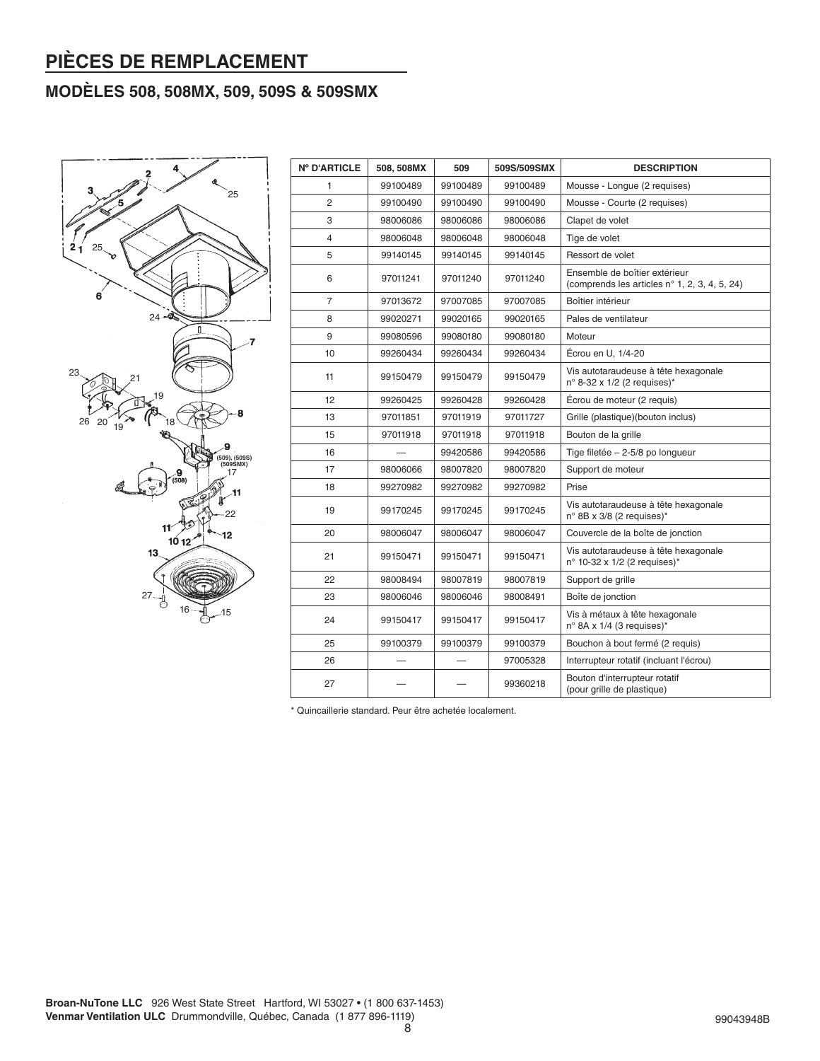# PIÈCES DE REMPLACEMENT

## MODÈLES 508, 508MX, 509, 509S & 509SMX

| N° D'ARTICLE | 508, 508MX | 509 | 509S/509SMX | DESCRIPTION |
|---|---|---|---|---|
| 1 | 99100489 | 99100489 | 99100489 | Mousse - Longue (2 requises) |
| 2 | 99100490 | 99100490 | 99100490 | Mousse - Courte (2 requises) |
| 3 | 98006086 | 98006086 | 98006086 | Clapet de volet |
| 4 | 98006048 | 98006048 | 98006048 | Tige de volet |
| 5 | 99140145 | 99140145 | 99140145 | Ressort de volet |
| 6 | 97011241 | 97011240 | 97011240 | Ensemble de boîtier extérieur (comprends les articles n° 1, 2, 3, 4, 5, 24) |
| 7 | 97013672 | 97007085 | 97007085 | Boîtier intérieur |
| 8 | 99020271 | 99020165 | 99020165 | Pales de ventilateur |
| 9 | 99080596 | 99080180 | 99080180 | Moteur |
| 10 | 99260434 | 99260434 | 99260434 | Écrou en U, 1/4-20 |
| 11 | 99150479 | 99150479 | 99150479 | Vis autotaraudeuse à tête hexagonale n° 8-32 x 1/2 (2 requises)* |
| 12 | 99260425 | 99260428 | 99260428 | Écrou de moteur (2 requis) |
| 13 | 97011851 | 97011919 | 97011727 | Grille (plastique)(bouton inclus) |
| 15 | 97011918 | 97011918 | 97011918 | Bouton de la grille |
| 16 | — | 99420586 | 99420586 | Tige filetée – 2-5/8 po longueur |
| 17 | 98006066 | 98007820 | 98007820 | Support de moteur |
| 18 | 99270982 | 99270982 | 99270982 | Prise |
| 19 | 99170245 | 99170245 | 99170245 | Vis autotaraudeuse à tête hexagonale n° 8B x 3/8 (2 requises)* |
| 20 | 98006047 | 98006047 | 98006047 | Couvercle de la boîte de jonction |
| 21 | 99150471 | 99150471 | 99150471 | Vis autotaraudeuse à tête hexagonale n° 10-32 x 1/2 (2 requises)* |
| 22 | 98008494 | 98007819 | 98007819 | Support de grille |
| 23 | 98006046 | 98006046 | 98008491 | Boîte de jonction |
| 24 | 99150417 | 99150417 | 99150417 | Vis à métaux à tête hexagonale n° 8A x 1/4 (3 requises)* |
| 25 | 99100379 | 99100379 | 99100379 | Bouchon à bout fermé (2 requis) |
| 26 | — | — | 97005328 | Interrupteur rotatif (incluant l'écrou) |
| 27 | — | — | 99360218 | Bouton d'interrupteur rotatif (pour grille de plastique) |

\* Quincaillerie standard. Peur être achetée localement.

**Broan-NuTone LLC** 926 West State Street Hartford, WI 53027 • (1 800 637-1453)
**Venmar Ventilation ULC** Drummondville, Québec, Canada (1 877 896-1119)

99043948B